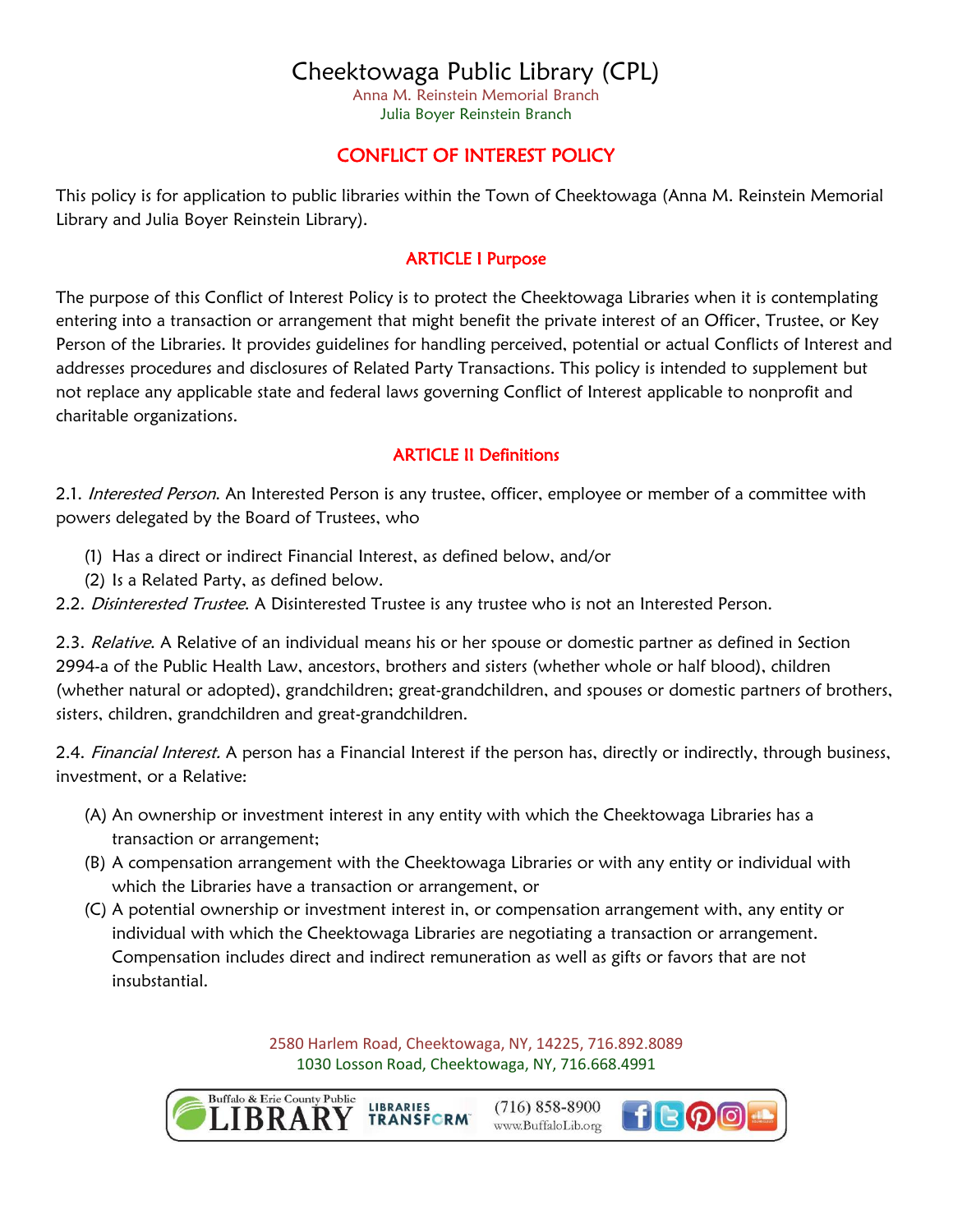# Cheektowaga Public Library (CPL)

Anna M. Reinstein Memorial Branch
Julia Boyer Reinstein Branch

## CONFLICT OF INTEREST POLICY

This policy is for application to public libraries within the Town of Cheektowaga (Anna M. Reinstein Memorial Library and Julia Boyer Reinstein Library).

### ARTICLE I Purpose

The purpose of this Conflict of Interest Policy is to protect the Cheektowaga Libraries when it is contemplating entering into a transaction or arrangement that might benefit the private interest of an Officer, Trustee, or Key Person of the Libraries. It provides guidelines for handling perceived, potential or actual Conflicts of Interest and addresses procedures and disclosures of Related Party Transactions. This policy is intended to supplement but not replace any applicable state and federal laws governing Conflict of Interest applicable to nonprofit and charitable organizations.

### ARTICLE II Definitions

2.1. *Interested Person*. An Interested Person is any trustee, officer, employee or member of a committee with powers delegated by the Board of Trustees, who

(1) Has a direct or indirect Financial Interest, as defined below, and/or
(2) Is a Related Party, as defined below.

2.2. *Disinterested Trustee*. A Disinterested Trustee is any trustee who is not an Interested Person.

2.3. *Relative*. A Relative of an individual means his or her spouse or domestic partner as defined in Section 2994-a of the Public Health Law, ancestors, brothers and sisters (whether whole or half blood), children (whether natural or adopted), grandchildren; great-grandchildren, and spouses or domestic partners of brothers, sisters, children, grandchildren and great-grandchildren.

2.4. *Financial Interest.* A person has a Financial Interest if the person has, directly or indirectly, through business, investment, or a Relative:

(A) An ownership or investment interest in any entity with which the Cheektowaga Libraries has a transaction or arrangement;
(B) A compensation arrangement with the Cheektowaga Libraries or with any entity or individual with which the Libraries have a transaction or arrangement, or
(C) A potential ownership or investment interest in, or compensation arrangement with, any entity or individual with which the Cheektowaga Libraries are negotiating a transaction or arrangement. Compensation includes direct and indirect remuneration as well as gifts or favors that are not insubstantial.

2580 Harlem Road, Cheektowaga, NY, 14225, 716.892.8089
1030 Losson Road, Cheektowaga, NY, 716.668.4991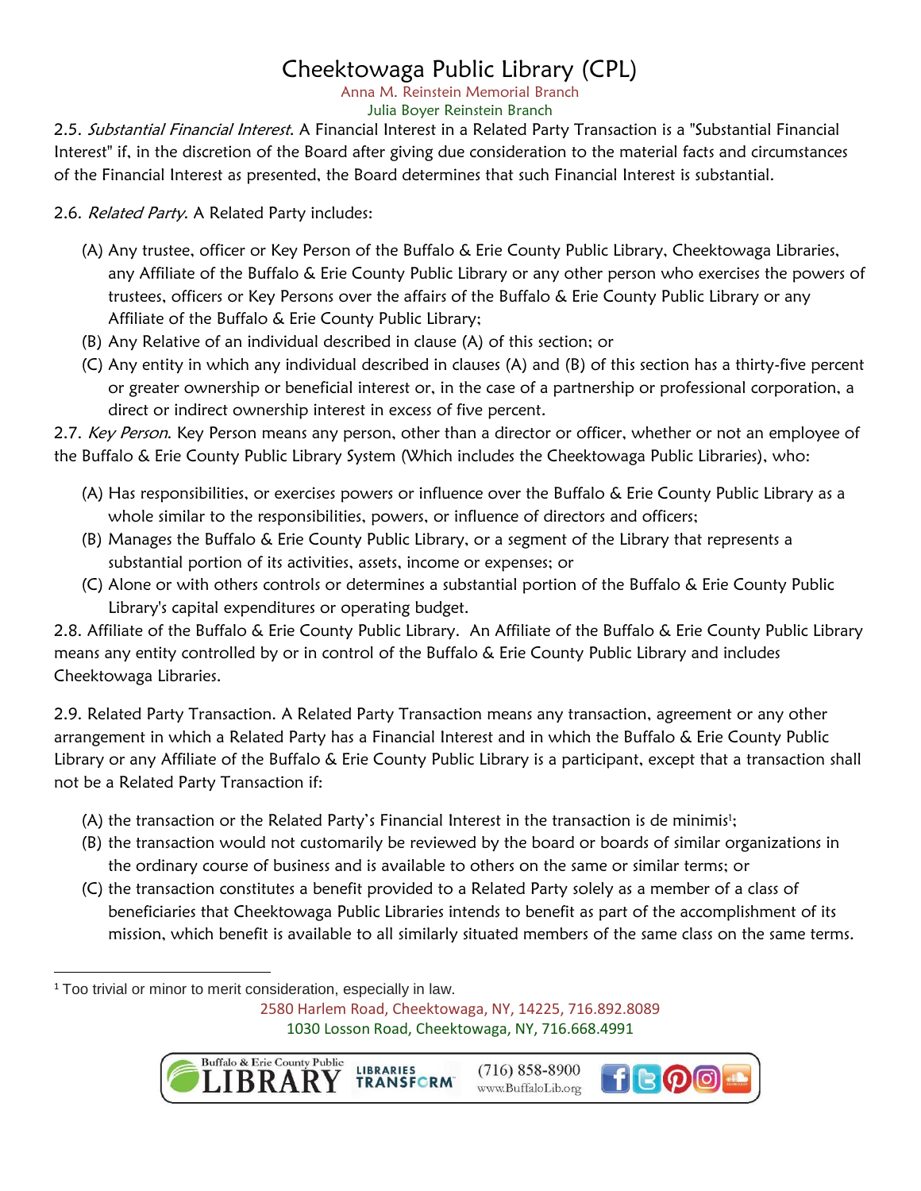2.5. *Substantial Financial Interest*. A Financial Interest in a Related Party Transaction is a "Substantial Financial Interest" if, in the discretion of the Board after giving due consideration to the material facts and circumstances of the Financial Interest as presented, the Board determines that such Financial Interest is substantial.

2.6. *Related Party*. A Related Party includes:

(A) Any trustee, officer or Key Person of the Buffalo & Erie County Public Library, Cheektowaga Libraries, any Affiliate of the Buffalo & Erie County Public Library or any other person who exercises the powers of trustees, officers or Key Persons over the affairs of the Buffalo & Erie County Public Library or any Affiliate of the Buffalo & Erie County Public Library;

(B) Any Relative of an individual described in clause (A) of this section; or

(C) Any entity in which any individual described in clauses (A) and (B) of this section has a thirty-five percent or greater ownership or beneficial interest or, in the case of a partnership or professional corporation, a direct or indirect ownership interest in excess of five percent.

2.7. *Key Person*. Key Person means any person, other than a director or officer, whether or not an employee of the Buffalo & Erie County Public Library System (Which includes the Cheektowaga Public Libraries), who:

(A) Has responsibilities, or exercises powers or influence over the Buffalo & Erie County Public Library as a whole similar to the responsibilities, powers, or influence of directors and officers;

(B) Manages the Buffalo & Erie County Public Library, or a segment of the Library that represents a substantial portion of its activities, assets, income or expenses; or

(C) Alone or with others controls or determines a substantial portion of the Buffalo & Erie County Public Library's capital expenditures or operating budget.

2.8. Affiliate of the Buffalo & Erie County Public Library. An Affiliate of the Buffalo & Erie County Public Library means any entity controlled by or in control of the Buffalo & Erie County Public Library and includes Cheektowaga Libraries.

2.9. Related Party Transaction. A Related Party Transaction means any transaction, agreement or any other arrangement in which a Related Party has a Financial Interest and in which the Buffalo & Erie County Public Library or any Affiliate of the Buffalo & Erie County Public Library is a participant, except that a transaction shall not be a Related Party Transaction if:

(A) the transaction or the Related Party's Financial Interest in the transaction is de minimis[1];

(B) the transaction would not customarily be reviewed by the board or boards of similar organizations in the ordinary course of business and is available to others on the same or similar terms; or

(C) the transaction constitutes a benefit provided to a Related Party solely as a member of a class of beneficiaries that Cheektowaga Public Libraries intends to benefit as part of the accomplishment of its mission, which benefit is available to all similarly situated members of the same class on the same terms.

[1] Too trivial or minor to merit consideration, especially in law.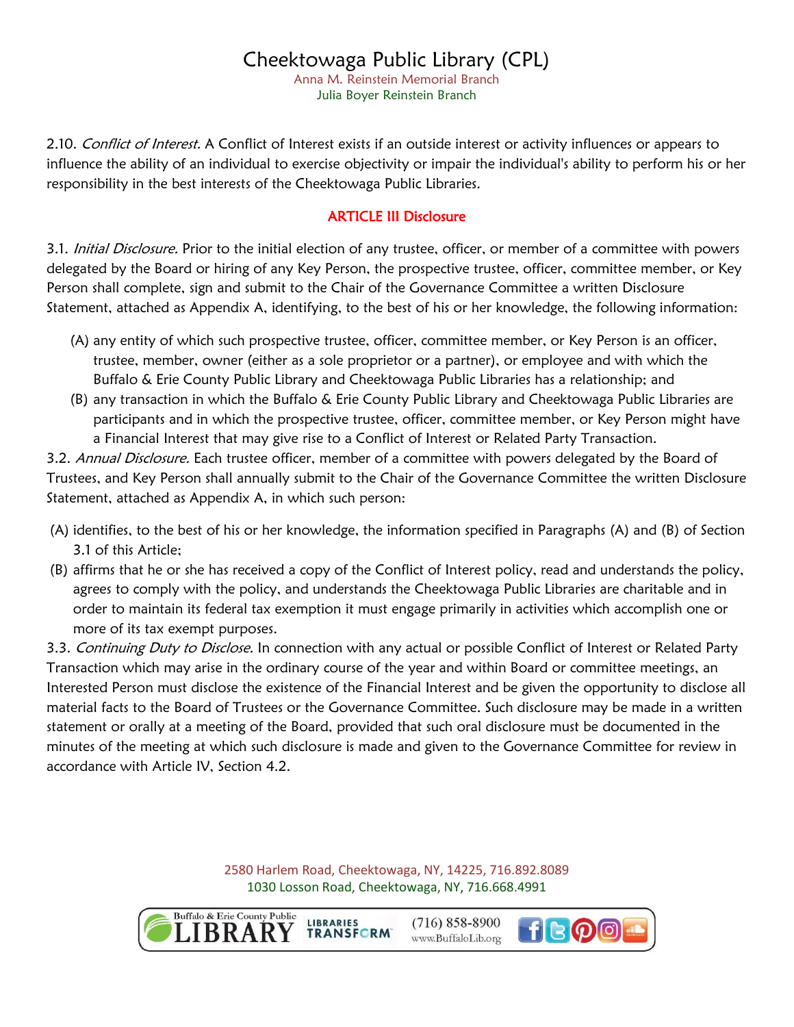2.10. *Conflict of Interest.* A Conflict of Interest exists if an outside interest or activity influences or appears to influence the ability of an individual to exercise objectivity or impair the individual's ability to perform his or her responsibility in the best interests of the Cheektowaga Public Libraries.

## ARTICLE III Disclosure

3.1. *Initial Disclosure.* Prior to the initial election of any trustee, officer, or member of a committee with powers delegated by the Board or hiring of any Key Person, the prospective trustee, officer, committee member, or Key Person shall complete, sign and submit to the Chair of the Governance Committee a written Disclosure Statement, attached as Appendix A, identifying, to the best of his or her knowledge, the following information:

(A) any entity of which such prospective trustee, officer, committee member, or Key Person is an officer, trustee, member, owner (either as a sole proprietor or a partner), or employee and with which the Buffalo & Erie County Public Library and Cheektowaga Public Libraries has a relationship; and

(B) any transaction in which the Buffalo & Erie County Public Library and Cheektowaga Public Libraries are participants and in which the prospective trustee, officer, committee member, or Key Person might have a Financial Interest that may give rise to a Conflict of Interest or Related Party Transaction.

3.2. *Annual Disclosure.* Each trustee officer, member of a committee with powers delegated by the Board of Trustees, and Key Person shall annually submit to the Chair of the Governance Committee the written Disclosure Statement, attached as Appendix A, in which such person:

(A) identifies, to the best of his or her knowledge, the information specified in Paragraphs (A) and (B) of Section 3.1 of this Article;

(B) affirms that he or she has received a copy of the Conflict of Interest policy, read and understands the policy, agrees to comply with the policy, and understands the Cheektowaga Public Libraries are charitable and in order to maintain its federal tax exemption it must engage primarily in activities which accomplish one or more of its tax exempt purposes.

3.3. *Continuing Duty to Disclose.* In connection with any actual or possible Conflict of Interest or Related Party Transaction which may arise in the ordinary course of the year and within Board or committee meetings, an Interested Person must disclose the existence of the Financial Interest and be given the opportunity to disclose all material facts to the Board of Trustees or the Governance Committee. Such disclosure may be made in a written statement or orally at a meeting of the Board, provided that such oral disclosure must be documented in the minutes of the meeting at which such disclosure is made and given to the Governance Committee for review in accordance with Article IV, Section 4.2.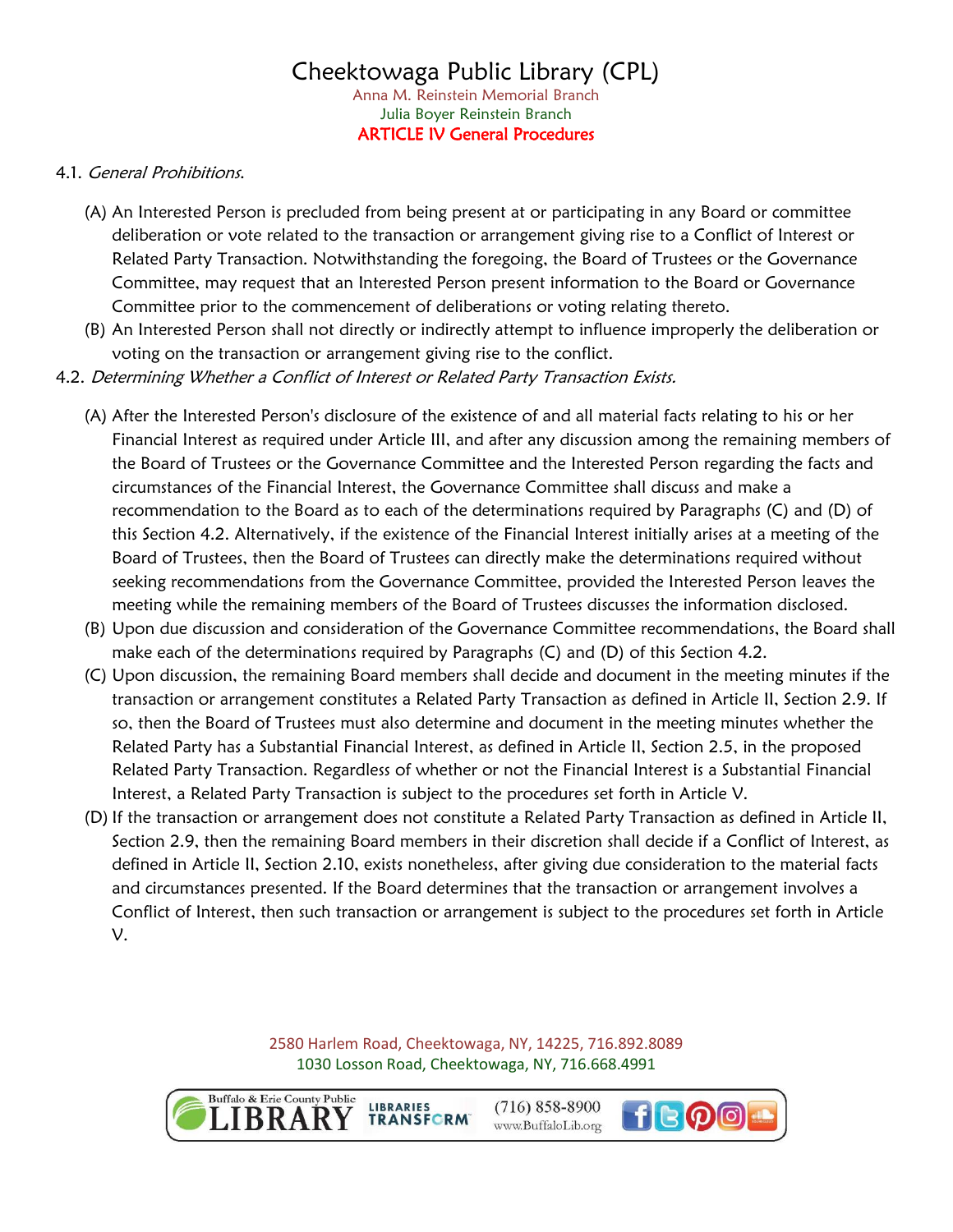ARTICLE IV General Procedures

4.1. *General Prohibitions.*

(A) An Interested Person is precluded from being present at or participating in any Board or committee deliberation or vote related to the transaction or arrangement giving rise to a Conflict of Interest or Related Party Transaction. Notwithstanding the foregoing, the Board of Trustees or the Governance Committee, may request that an Interested Person present information to the Board or Governance Committee prior to the commencement of deliberations or voting relating thereto.

(B) An Interested Person shall not directly or indirectly attempt to influence improperly the deliberation or voting on the transaction or arrangement giving rise to the conflict.

4.2. *Determining Whether a Conflict of Interest or Related Party Transaction Exists.*

(A) After the Interested Person's disclosure of the existence of and all material facts relating to his or her Financial Interest as required under Article III, and after any discussion among the remaining members of the Board of Trustees or the Governance Committee and the Interested Person regarding the facts and circumstances of the Financial Interest, the Governance Committee shall discuss and make a recommendation to the Board as to each of the determinations required by Paragraphs (C) and (D) of this Section 4.2. Alternatively, if the existence of the Financial Interest initially arises at a meeting of the Board of Trustees, then the Board of Trustees can directly make the determinations required without seeking recommendations from the Governance Committee, provided the Interested Person leaves the meeting while the remaining members of the Board of Trustees discusses the information disclosed.

(B) Upon due discussion and consideration of the Governance Committee recommendations, the Board shall make each of the determinations required by Paragraphs (C) and (D) of this Section 4.2.

(C) Upon discussion, the remaining Board members shall decide and document in the meeting minutes if the transaction or arrangement constitutes a Related Party Transaction as defined in Article II, Section 2.9. If so, then the Board of Trustees must also determine and document in the meeting minutes whether the Related Party has a Substantial Financial Interest, as defined in Article II, Section 2.5, in the proposed Related Party Transaction. Regardless of whether or not the Financial Interest is a Substantial Financial Interest, a Related Party Transaction is subject to the procedures set forth in Article V.

(D) If the transaction or arrangement does not constitute a Related Party Transaction as defined in Article II, Section 2.9, then the remaining Board members in their discretion shall decide if a Conflict of Interest, as defined in Article II, Section 2.10, exists nonetheless, after giving due consideration to the material facts and circumstances presented. If the Board determines that the transaction or arrangement involves a Conflict of Interest, then such transaction or arrangement is subject to the procedures set forth in Article V.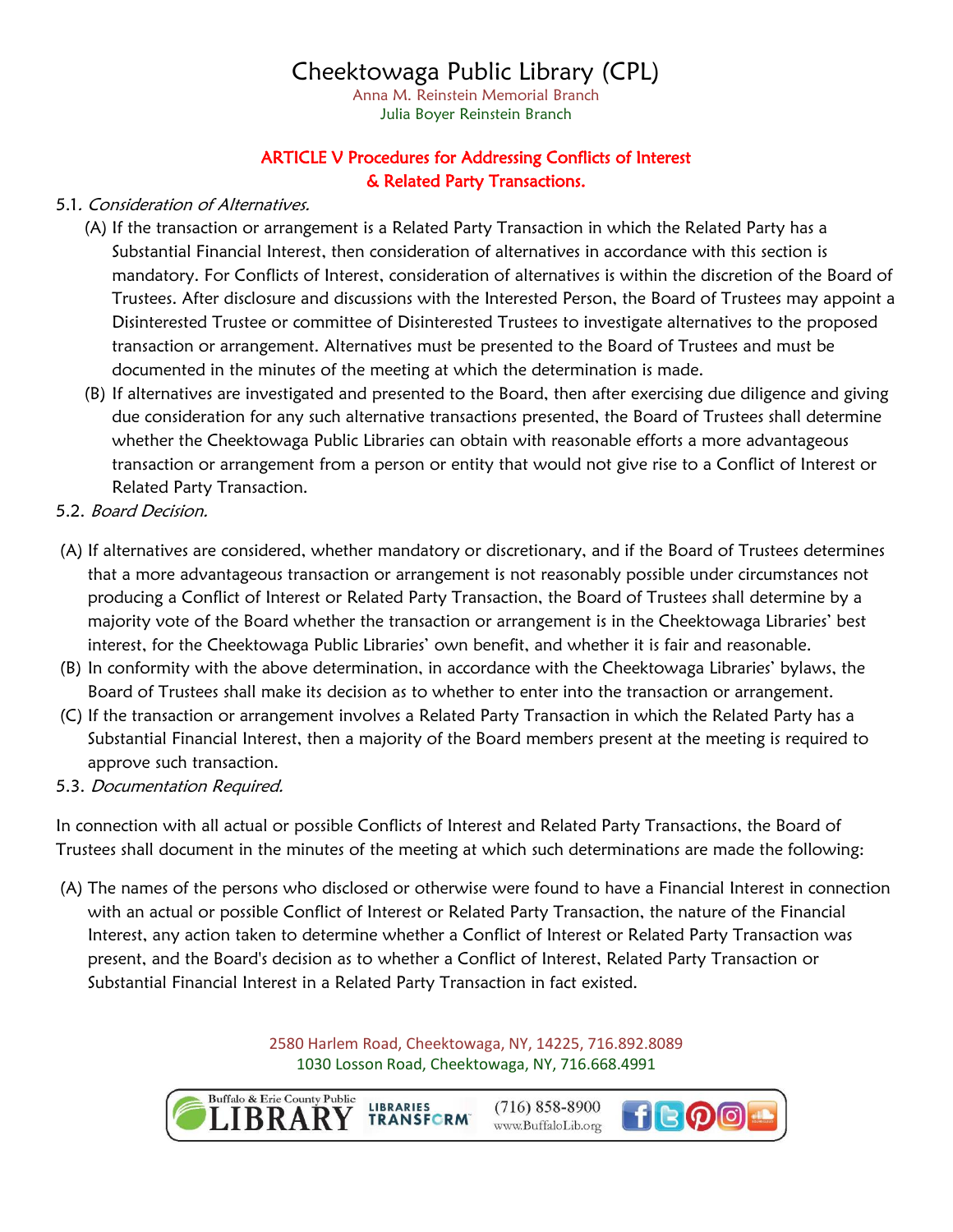# ARTICLE V Procedures for Addressing Conflicts of Interest & Related Party Transactions.

5.1. *Consideration of Alternatives.*

(A) If the transaction or arrangement is a Related Party Transaction in which the Related Party has a Substantial Financial Interest, then consideration of alternatives in accordance with this section is mandatory. For Conflicts of Interest, consideration of alternatives is within the discretion of the Board of Trustees. After disclosure and discussions with the Interested Person, the Board of Trustees may appoint a Disinterested Trustee or committee of Disinterested Trustees to investigate alternatives to the proposed transaction or arrangement. Alternatives must be presented to the Board of Trustees and must be documented in the minutes of the meeting at which the determination is made.

(B) If alternatives are investigated and presented to the Board, then after exercising due diligence and giving due consideration for any such alternative transactions presented, the Board of Trustees shall determine whether the Cheektowaga Public Libraries can obtain with reasonable efforts a more advantageous transaction or arrangement from a person or entity that would not give rise to a Conflict of Interest or Related Party Transaction.

5.2. *Board Decision.*

(A) If alternatives are considered, whether mandatory or discretionary, and if the Board of Trustees determines that a more advantageous transaction or arrangement is not reasonably possible under circumstances not producing a Conflict of Interest or Related Party Transaction, the Board of Trustees shall determine by a majority vote of the Board whether the transaction or arrangement is in the Cheektowaga Libraries' best interest, for the Cheektowaga Public Libraries' own benefit, and whether it is fair and reasonable.

(B) In conformity with the above determination, in accordance with the Cheektowaga Libraries' bylaws, the Board of Trustees shall make its decision as to whether to enter into the transaction or arrangement.

(C) If the transaction or arrangement involves a Related Party Transaction in which the Related Party has a Substantial Financial Interest, then a majority of the Board members present at the meeting is required to approve such transaction.

5.3. *Documentation Required.*

In connection with all actual or possible Conflicts of Interest and Related Party Transactions, the Board of Trustees shall document in the minutes of the meeting at which such determinations are made the following:

(A) The names of the persons who disclosed or otherwise were found to have a Financial Interest in connection with an actual or possible Conflict of Interest or Related Party Transaction, the nature of the Financial Interest, any action taken to determine whether a Conflict of Interest or Related Party Transaction was present, and the Board's decision as to whether a Conflict of Interest, Related Party Transaction or Substantial Financial Interest in a Related Party Transaction in fact existed.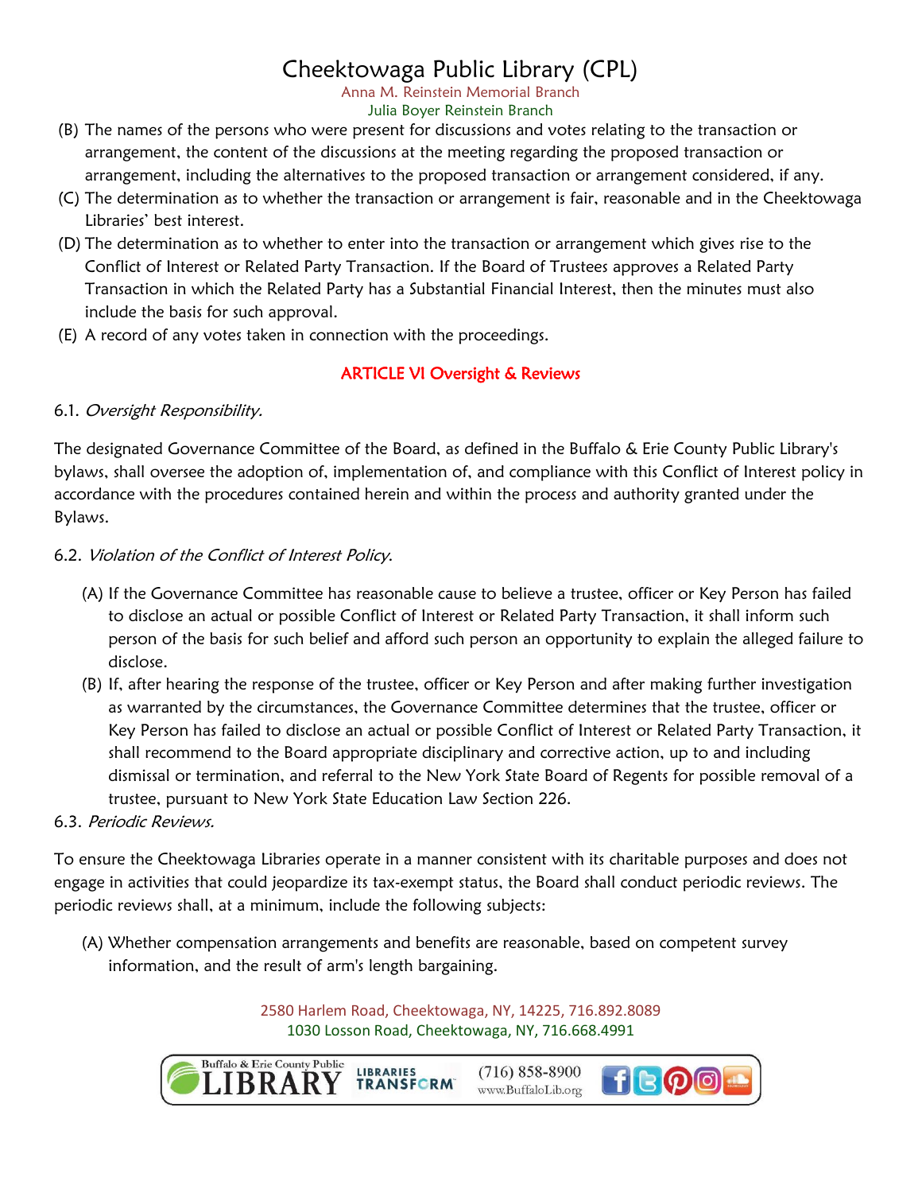(B) The names of the persons who were present for discussions and votes relating to the transaction or arrangement, the content of the discussions at the meeting regarding the proposed transaction or arrangement, including the alternatives to the proposed transaction or arrangement considered, if any.

(C) The determination as to whether the transaction or arrangement is fair, reasonable and in the Cheektowaga Libraries' best interest.

(D) The determination as to whether to enter into the transaction or arrangement which gives rise to the Conflict of Interest or Related Party Transaction. If the Board of Trustees approves a Related Party Transaction in which the Related Party has a Substantial Financial Interest, then the minutes must also include the basis for such approval.

(E) A record of any votes taken in connection with the proceedings.

## ARTICLE VI Oversight & Reviews

6.1. *Oversight Responsibility.*

The designated Governance Committee of the Board, as defined in the Buffalo & Erie County Public Library's bylaws, shall oversee the adoption of, implementation of, and compliance with this Conflict of Interest policy in accordance with the procedures contained herein and within the process and authority granted under the Bylaws.

6.2. *Violation of the Conflict of Interest Policy.*

(A) If the Governance Committee has reasonable cause to believe a trustee, officer or Key Person has failed to disclose an actual or possible Conflict of Interest or Related Party Transaction, it shall inform such person of the basis for such belief and afford such person an opportunity to explain the alleged failure to disclose.

(B) If, after hearing the response of the trustee, officer or Key Person and after making further investigation as warranted by the circumstances, the Governance Committee determines that the trustee, officer or Key Person has failed to disclose an actual or possible Conflict of Interest or Related Party Transaction, it shall recommend to the Board appropriate disciplinary and corrective action, up to and including dismissal or termination, and referral to the New York State Board of Regents for possible removal of a trustee, pursuant to New York State Education Law Section 226.

6.3. *Periodic Reviews.*

To ensure the Cheektowaga Libraries operate in a manner consistent with its charitable purposes and does not engage in activities that could jeopardize its tax-exempt status, the Board shall conduct periodic reviews. The periodic reviews shall, at a minimum, include the following subjects:

(A) Whether compensation arrangements and benefits are reasonable, based on competent survey information, and the result of arm's length bargaining.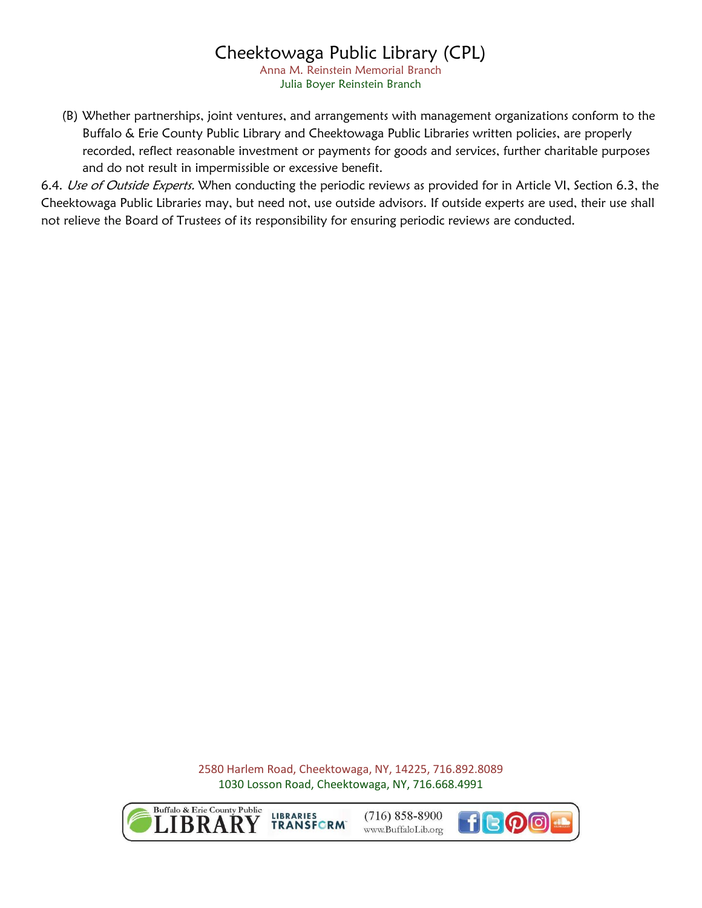(B) Whether partnerships, joint ventures, and arrangements with management organizations conform to the Buffalo & Erie County Public Library and Cheektowaga Public Libraries written policies, are properly recorded, reflect reasonable investment or payments for goods and services, further charitable purposes and do not result in impermissible or excessive benefit.

6.4. *Use of Outside Experts.* When conducting the periodic reviews as provided for in Article VI, Section 6.3, the Cheektowaga Public Libraries may, but need not, use outside advisors. If outside experts are used, their use shall not relieve the Board of Trustees of its responsibility for ensuring periodic reviews are conducted.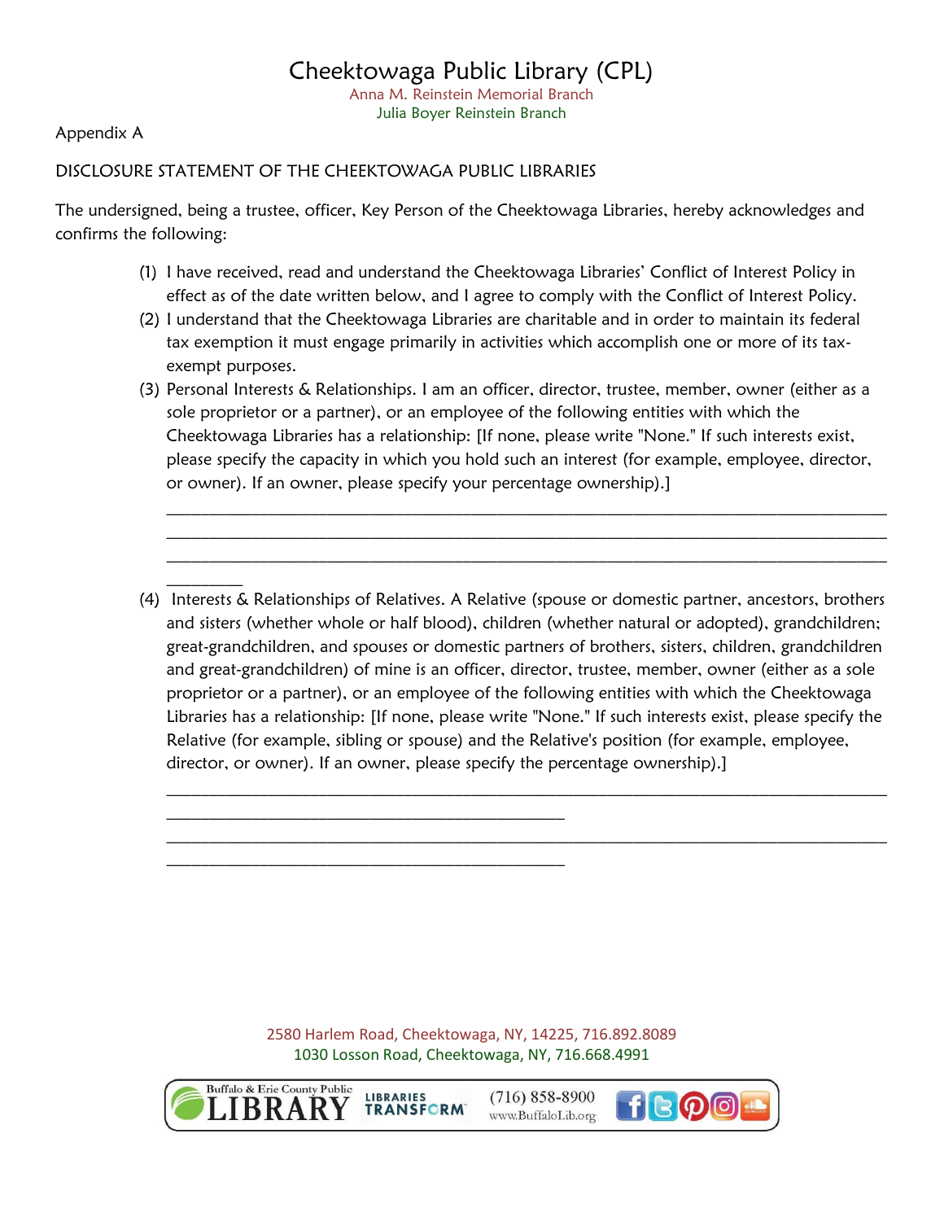# Cheektowaga Public Library (CPL)

Anna M. Reinstein Memorial Branch
Julia Boyer Reinstein Branch

Appendix A

DISCLOSURE STATEMENT OF THE CHEEKTOWAGA PUBLIC LIBRARIES

The undersigned, being a trustee, officer, Key Person of the Cheektowaga Libraries, hereby acknowledges and confirms the following:

(1) I have received, read and understand the Cheektowaga Libraries' Conflict of Interest Policy in effect as of the date written below, and I agree to comply with the Conflict of Interest Policy.

(2) I understand that the Cheektowaga Libraries are charitable and in order to maintain its federal tax exemption it must engage primarily in activities which accomplish one or more of its tax-exempt purposes.

(3) Personal Interests & Relationships. I am an officer, director, trustee, member, owner (either as a sole proprietor or a partner), or an employee of the following entities with which the Cheektowaga Libraries has a relationship: [If none, please write "None." If such interests exist, please specify the capacity in which you hold such an interest (for example, employee, director, or owner). If an owner, please specify your percentage ownership).]

_____________________________________________________________________________

_____________________________________________________________________________

_____________________________________________________________________________

_________

(4) Interests & Relationships of Relatives. A Relative (spouse or domestic partner, ancestors, brothers and sisters (whether whole or half blood), children (whether natural or adopted), grandchildren; great-grandchildren, and spouses or domestic partners of brothers, sisters, children, grandchildren and great-grandchildren) of mine is an officer, director, trustee, member, owner (either as a sole proprietor or a partner), or an employee of the following entities with which the Cheektowaga Libraries has a relationship: [If none, please write "None." If such interests exist, please specify the Relative (for example, sibling or spouse) and the Relative's position (for example, employee, director, or owner). If an owner, please specify the percentage ownership).]

_____________________________________________________________________________

_____________________________________________

_____________________________________________________________________________

_____________________________________________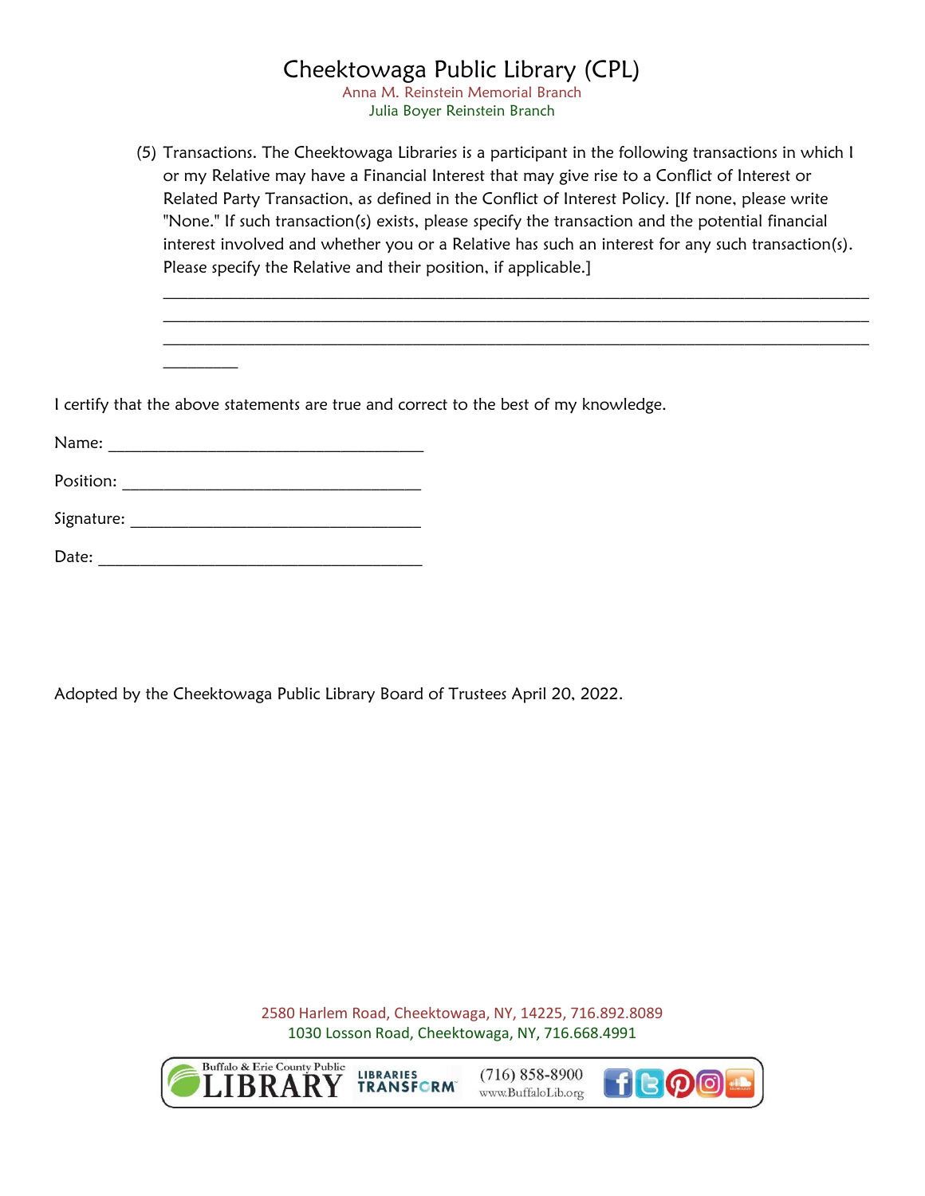(5) Transactions. The Cheektowaga Libraries is a participant in the following transactions in which I or my Relative may have a Financial Interest that may give rise to a Conflict of Interest or Related Party Transaction, as defined in the Conflict of Interest Policy. [If none, please write "None." If such transaction(s) exists, please specify the transaction and the potential financial interest involved and whether you or a Relative has such an interest for any such transaction(s). Please specify the Relative and their position, if applicable.]

______________________________________________________________________________
______________________________________________________________________________
______________________________________________________________________________
_________

I certify that the above statements are true and correct to the best of my knowledge.

Name: ____________________________________

Position: __________________________________

Signature: _________________________________

Date: _____________________________________

Adopted by the Cheektowaga Public Library Board of Trustees April 20, 2022.